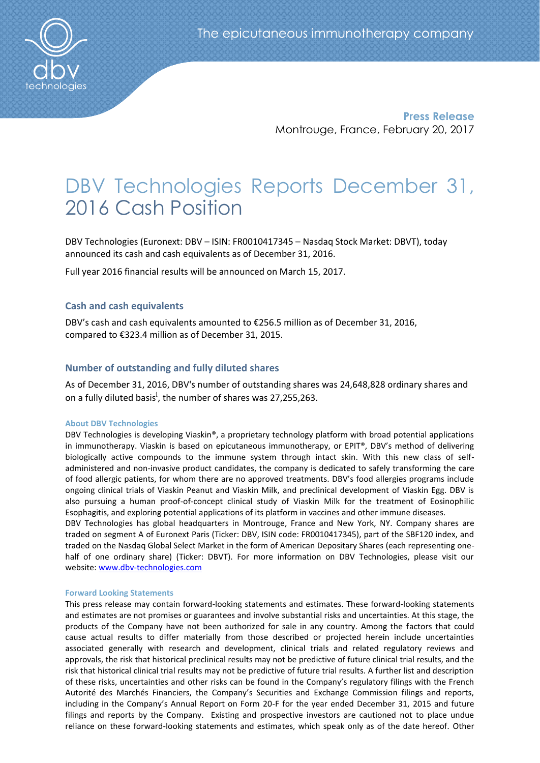The epicutaneous immunotherapy company

**Press Release**
Montrouge, France, February 20, 2017

# DBV Technologies Reports December 31, 2016 Cash Position

DBV Technologies (Euronext: DBV – ISIN: FR0010417345 – Nasdaq Stock Market: DBVT), today announced its cash and cash equivalents as of December 31, 2016.

Full year 2016 financial results will be announced on March 15, 2017.

## Cash and cash equivalents

DBV's cash and cash equivalents amounted to €256.5 million as of December 31, 2016, compared to €323.4 million as of December 31, 2015.

## Number of outstanding and fully diluted shares

As of December 31, 2016, DBV's number of outstanding shares was 24,648,828 ordinary shares and on a fully diluted basis[i], the number of shares was 27,255,263.

### About DBV Technologies

DBV Technologies is developing Viaskin®, a proprietary technology platform with broad potential applications in immunotherapy. Viaskin is based on epicutaneous immunotherapy, or EPIT®, DBV's method of delivering biologically active compounds to the immune system through intact skin. With this new class of self-administered and non-invasive product candidates, the company is dedicated to safely transforming the care of food allergic patients, for whom there are no approved treatments. DBV's food allergies programs include ongoing clinical trials of Viaskin Peanut and Viaskin Milk, and preclinical development of Viaskin Egg. DBV is also pursuing a human proof-of-concept clinical study of Viaskin Milk for the treatment of Eosinophilic Esophagitis, and exploring potential applications of its platform in vaccines and other immune diseases.

DBV Technologies has global headquarters in Montrouge, France and New York, NY. Company shares are traded on segment A of Euronext Paris (Ticker: DBV, ISIN code: FR0010417345), part of the SBF120 index, and traded on the Nasdaq Global Select Market in the form of American Depositary Shares (each representing one-half of one ordinary share) (Ticker: DBVT). For more information on DBV Technologies, please visit our website: www.dbv-technologies.com

### Forward Looking Statements

This press release may contain forward-looking statements and estimates. These forward-looking statements and estimates are not promises or guarantees and involve substantial risks and uncertainties. At this stage, the products of the Company have not been authorized for sale in any country. Among the factors that could cause actual results to differ materially from those described or projected herein include uncertainties associated generally with research and development, clinical trials and related regulatory reviews and approvals, the risk that historical preclinical results may not be predictive of future clinical trial results, and the risk that historical clinical trial results may not be predictive of future trial results. A further list and description of these risks, uncertainties and other risks can be found in the Company's regulatory filings with the French Autorité des Marchés Financiers, the Company's Securities and Exchange Commission filings and reports, including in the Company's Annual Report on Form 20-F for the year ended December 31, 2015 and future filings and reports by the Company. Existing and prospective investors are cautioned not to place undue reliance on these forward-looking statements and estimates, which speak only as of the date hereof. Other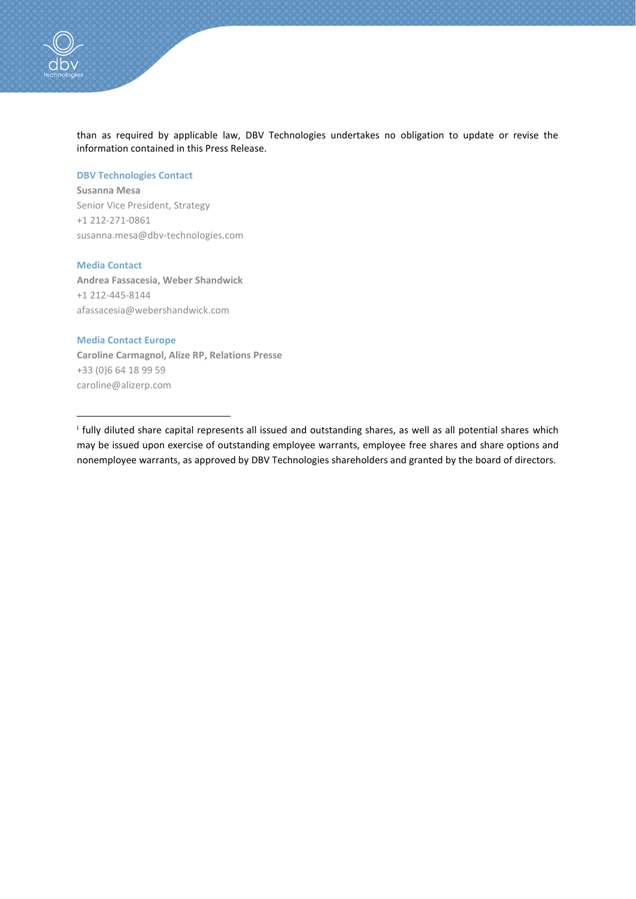than as required by applicable law, DBV Technologies undertakes no obligation to update or revise the information contained in this Press Release.

**DBV Technologies Contact**
**Susanna Mesa**
Senior Vice President, Strategy
+1 212-271-0861
susanna.mesa@dbv-technologies.com

**Media Contact**
**Andrea Fassacesia, Weber Shandwick**
+1 212-445-8144
afassacesia@webershandwick.com

**Media Contact Europe**
**Caroline Carmagnol, Alize RP, Relations Presse**
+33 (0)6 64 18 99 59
caroline@alizerp.com

---

[i] fully diluted share capital represents all issued and outstanding shares, as well as all potential shares which may be issued upon exercise of outstanding employee warrants, employee free shares and share options and nonemployee warrants, as approved by DBV Technologies shareholders and granted by the board of directors.